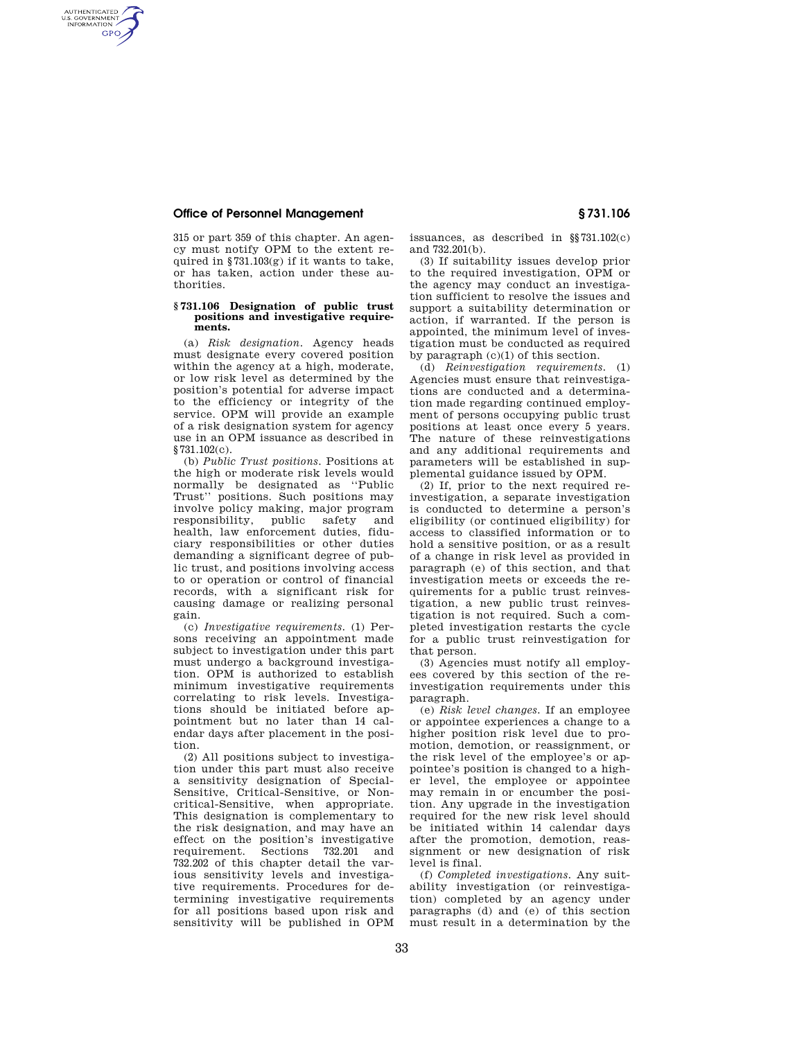315 or part 359 of this chapter. An agency must notify OPM to the extent required in §731.103(g) if it wants to take, or has taken, action under these authorities.

### § 731.106 Designation of public trust positions and investigative requirements.

(a) *Risk designation.* Agency heads must designate every covered position within the agency at a high, moderate, or low risk level as determined by the position's potential for adverse impact to the efficiency or integrity of the service. OPM will provide an example of a risk designation system for agency use in an OPM issuance as described in §731.102(c).

(b) *Public Trust positions.* Positions at the high or moderate risk levels would normally be designated as ''Public Trust'' positions. Such positions may involve policy making, major program responsibility, public safety and health, law enforcement duties, fiduciary responsibilities or other duties demanding a significant degree of public trust, and positions involving access to or operation or control of financial records, with a significant risk for causing damage or realizing personal gain.

(c) *Investigative requirements.* (1) Persons receiving an appointment made subject to investigation under this part must undergo a background investigation. OPM is authorized to establish minimum investigative requirements correlating to risk levels. Investigations should be initiated before appointment but no later than 14 calendar days after placement in the position.

(2) All positions subject to investigation under this part must also receive a sensitivity designation of Special-Sensitive, Critical-Sensitive, or Noncritical-Sensitive, when appropriate. This designation is complementary to the risk designation, and may have an effect on the position's investigative requirement. Sections 732.201 and 732.202 of this chapter detail the various sensitivity levels and investigative requirements. Procedures for determining investigative requirements for all positions based upon risk and sensitivity will be published in OPM issuances, as described in §§731.102(c) and 732.201(b).

(3) If suitability issues develop prior to the required investigation, OPM or the agency may conduct an investigation sufficient to resolve the issues and support a suitability determination or action, if warranted. If the person is appointed, the minimum level of investigation must be conducted as required by paragraph (c)(1) of this section.

(d) *Reinvestigation requirements.* (1) Agencies must ensure that reinvestigations are conducted and a determination made regarding continued employment of persons occupying public trust positions at least once every 5 years. The nature of these reinvestigations and any additional requirements and parameters will be established in supplemental guidance issued by OPM.

(2) If, prior to the next required reinvestigation, a separate investigation is conducted to determine a person's eligibility (or continued eligibility) for access to classified information or to hold a sensitive position, or as a result of a change in risk level as provided in paragraph (e) of this section, and that investigation meets or exceeds the requirements for a public trust reinvestigation, a new public trust reinvestigation is not required. Such a completed investigation restarts the cycle for a public trust reinvestigation for that person.

(3) Agencies must notify all employees covered by this section of the reinvestigation requirements under this paragraph.

(e) *Risk level changes.* If an employee or appointee experiences a change to a higher position risk level due to promotion, demotion, or reassignment, or the risk level of the employee's or appointee's position is changed to a higher level, the employee or appointee may remain in or encumber the position. Any upgrade in the investigation required for the new risk level should be initiated within 14 calendar days after the promotion, demotion, reassignment or new designation of risk level is final.

(f) *Completed investigations.* Any suitability investigation (or reinvestigation) completed by an agency under paragraphs (d) and (e) of this section must result in a determination by the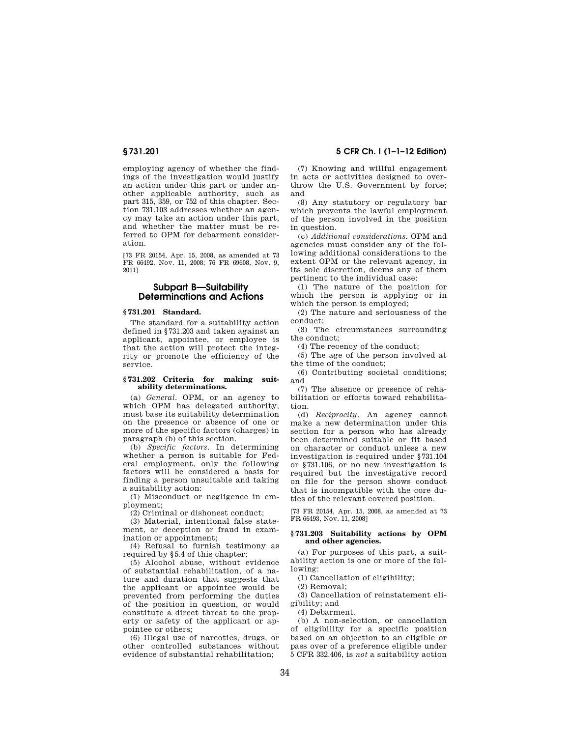employing agency of whether the findings of the investigation would justify an action under this part or under another applicable authority, such as part 315, 359, or 752 of this chapter. Section 731.103 addresses whether an agency may take an action under this part, and whether the matter must be referred to OPM for debarment consideration.

[73 FR 20154, Apr. 15, 2008, as amended at 73 FR 66492, Nov. 11, 2008; 76 FR 69608, Nov. 9, 2011]

## Subpart B—Suitability Determinations and Actions

### § 731.201 Standard.

The standard for a suitability action defined in § 731.203 and taken against an applicant, appointee, or employee is that the action will protect the integrity or promote the efficiency of the service.

### § 731.202 Criteria for making suitability determinations.

(a) *General.* OPM, or an agency to which OPM has delegated authority, must base its suitability determination on the presence or absence of one or more of the specific factors (charges) in paragraph (b) of this section.

(b) *Specific factors.* In determining whether a person is suitable for Federal employment, only the following factors will be considered a basis for finding a person unsuitable and taking a suitability action:

(1) Misconduct or negligence in employment;

(2) Criminal or dishonest conduct;

(3) Material, intentional false statement, or deception or fraud in examination or appointment;

(4) Refusal to furnish testimony as required by § 5.4 of this chapter;

(5) Alcohol abuse, without evidence of substantial rehabilitation, of a nature and duration that suggests that the applicant or appointee would be prevented from performing the duties of the position in question, or would constitute a direct threat to the property or safety of the applicant or appointee or others;

(6) Illegal use of narcotics, drugs, or other controlled substances without evidence of substantial rehabilitation;

(7) Knowing and willful engagement in acts or activities designed to overthrow the U.S. Government by force; and

(8) Any statutory or regulatory bar which prevents the lawful employment of the person involved in the position in question.

(c) *Additional considerations.* OPM and agencies must consider any of the following additional considerations to the extent OPM or the relevant agency, in its sole discretion, deems any of them pertinent to the individual case:

(1) The nature of the position for which the person is applying or in which the person is employed;

(2) The nature and seriousness of the conduct;

(3) The circumstances surrounding the conduct;

(4) The recency of the conduct;

(5) The age of the person involved at the time of the conduct;

(6) Contributing societal conditions; and

(7) The absence or presence of rehabilitation or efforts toward rehabilitation.

(d) *Reciprocity.* An agency cannot make a new determination under this section for a person who has already been determined suitable or fit based on character or conduct unless a new investigation is required under § 731.104 or § 731.106, or no new investigation is required but the investigative record on file for the person shows conduct that is incompatible with the core duties of the relevant covered position.

[73 FR 20154, Apr. 15, 2008, as amended at 73 FR 66493, Nov. 11, 2008]

### § 731.203 Suitability actions by OPM and other agencies.

(a) For purposes of this part, a suitability action is one or more of the following:

(1) Cancellation of eligibility;

(2) Removal;

(3) Cancellation of reinstatement eligibility; and

(4) Debarment.

(b) A non-selection, or cancellation of eligibility for a specific position based on an objection to an eligible or pass over of a preference eligible under 5 CFR 332.406, is *not* a suitability action